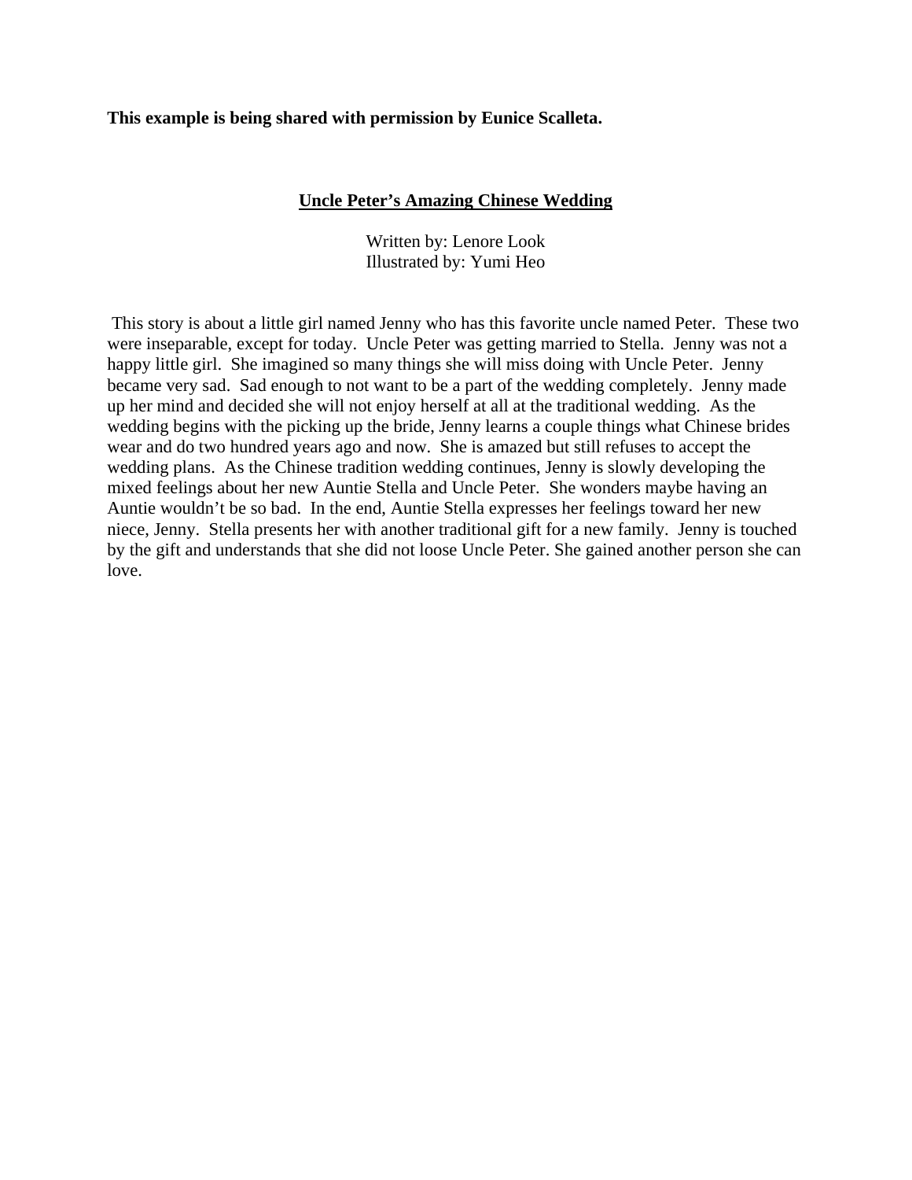**This example is being shared with permission by Eunice Scalleta.**

**Uncle Peter's Amazing Chinese Wedding**

Written by: Lenore Look
Illustrated by: Yumi Heo

This story is about a little girl named Jenny who has this favorite uncle named Peter. These two were inseparable, except for today. Uncle Peter was getting married to Stella. Jenny was not a happy little girl. She imagined so many things she will miss doing with Uncle Peter. Jenny became very sad. Sad enough to not want to be a part of the wedding completely. Jenny made up her mind and decided she will not enjoy herself at all at the traditional wedding. As the wedding begins with the picking up the bride, Jenny learns a couple things what Chinese brides wear and do two hundred years ago and now. She is amazed but still refuses to accept the wedding plans. As the Chinese tradition wedding continues, Jenny is slowly developing the mixed feelings about her new Auntie Stella and Uncle Peter. She wonders maybe having an Auntie wouldn't be so bad. In the end, Auntie Stella expresses her feelings toward her new niece, Jenny. Stella presents her with another traditional gift for a new family. Jenny is touched by the gift and understands that she did not loose Uncle Peter. She gained another person she can love.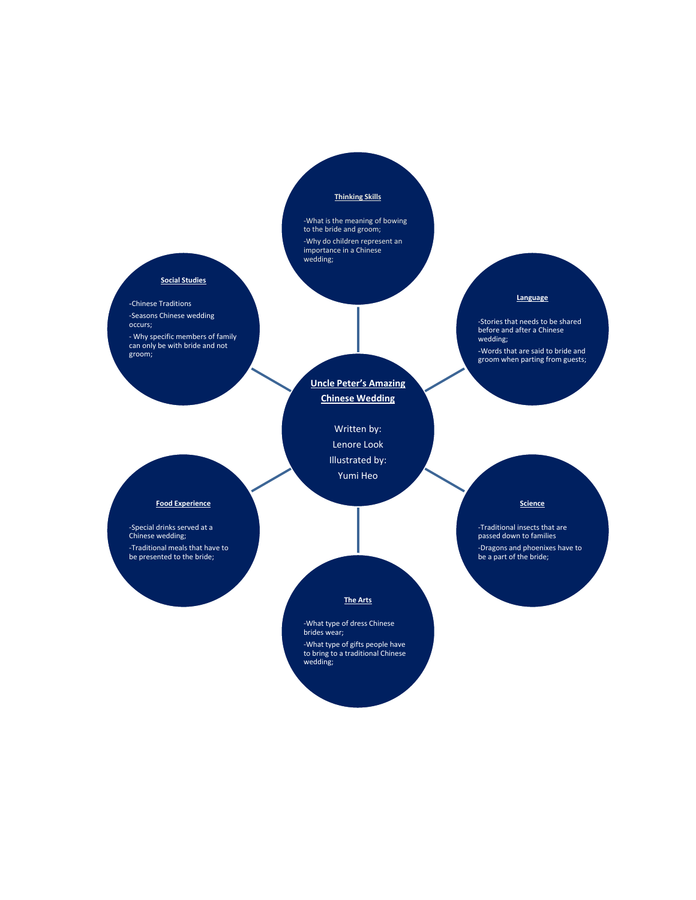## Uncle Peter's Amazing Chinese Wedding

Written by:
Lenore Look
Illustrated by:
Yumi Heo

### Thinking Skills

-What is the meaning of bowing to the bride and groom;

-Why do children represent an importance in a Chinese wedding;

### Language

-Stories that needs to be shared before and after a Chinese wedding;

-Words that are said to bride and groom when parting from guests;

### Science

-Traditional insects that are passed down to families

-Dragons and phoenixes have to be a part of the bride;

### The Arts

-What type of dress Chinese brides wear;

-What type of gifts people have to bring to a traditional Chinese wedding;

### Food Experience

-Special drinks served at a Chinese wedding;

-Traditional meals that have to be presented to the bride;

### Social Studies

-Chinese Traditions

-Seasons Chinese wedding occurs;

- Why specific members of family can only be with bride and not groom;